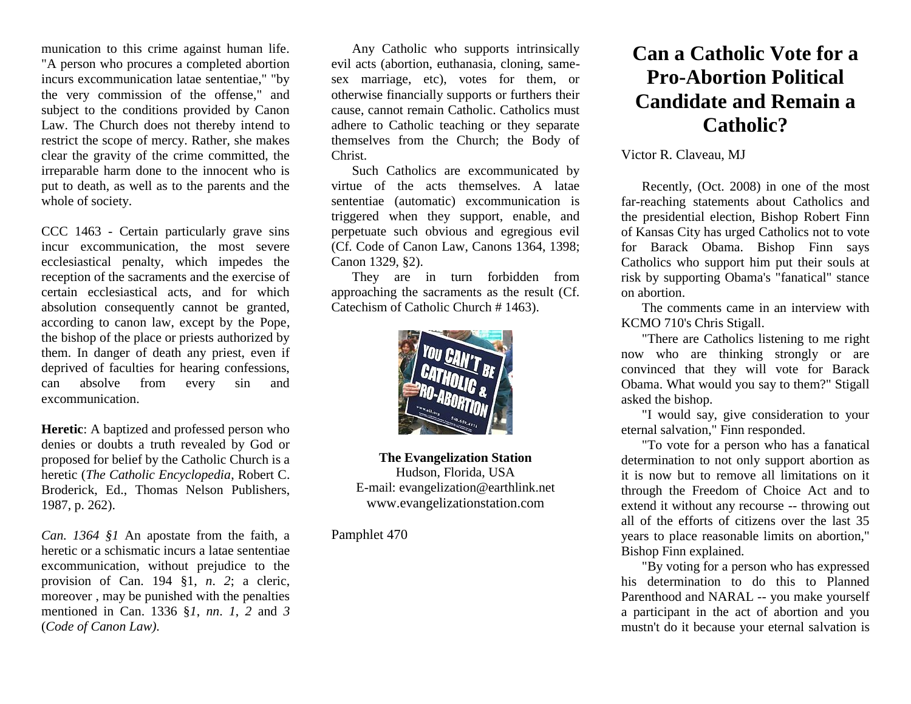munication to this crime against human life. "A person who procures a completed abortion incurs excommunication latae sententiae," "by the very commission of the offense," and subject to the conditions provided by Canon Law. The Church does not thereby intend to restrict the scope of mercy. Rather, she makes clear the gravity of the crime committed, the irreparable harm done to the innocent who is put to death, as well as to the parents and the whole of society.

CCC 1463 - Certain particularly grave sins incur excommunication, the most severe ecclesiastical penalty, which impedes the reception of the sacraments and the exercise of certain ecclesiastical acts, and for which absolution consequently cannot be granted, according to canon law, except by the Pope, the bishop of the place or priests authorized by them. In danger of death any priest, even if deprived of faculties for hearing confessions, can absolve from every sin and excommunication.

**Heretic**: A baptized and professed person who denies or doubts a truth revealed by God or proposed for belief by the Catholic Church is a heretic (*The Catholic Encyclopedia*, Robert C. Broderick, Ed., Thomas Nelson Publishers, 1987, p. 262).

*Can. 1364 §1* An apostate from the faith, a heretic or a schismatic incurs a latae sententiae excommunication, without prejudice to the provision of Can. 194 §1, *n. 2*; a cleric, moreover , may be punished with the penalties mentioned in Can. 1336 §*1*, *nn*. *1*, *2* and *3* (*Code of Canon Law).*

Any Catholic who supports intrinsically evil acts (abortion, euthanasia, cloning, same-sex marriage, etc), votes for them, or otherwise financially supports or furthers their cause, cannot remain Catholic. Catholics must adhere to Catholic teaching or they separate themselves from the Church; the Body of Christ.

Such Catholics are excommunicated by virtue of the acts themselves. A latae sententiae (automatic) excommunication is triggered when they support, enable, and perpetuate such obvious and egregious evil (Cf. Code of Canon Law, Canons 1364, 1398; Canon 1329, §2).

They are in turn forbidden from approaching the sacraments as the result (Cf. Catechism of Catholic Church # 1463).

**The Evangelization Station**
Hudson, Florida, USA
E-mail: evangelization@earthlink.net
www.evangelizationstation.com

Pamphlet 470

# Can a Catholic Vote for a Pro-Abortion Political Candidate and Remain a Catholic?

Victor R. Claveau, MJ

Recently, (Oct. 2008) in one of the most far-reaching statements about Catholics and the presidential election, Bishop Robert Finn of Kansas City has urged Catholics not to vote for Barack Obama. Bishop Finn says Catholics who support him put their souls at risk by supporting Obama's "fanatical" stance on abortion.

The comments came in an interview with KCMO 710's Chris Stigall.

"There are Catholics listening to me right now who are thinking strongly or are convinced that they will vote for Barack Obama. What would you say to them?" Stigall asked the bishop.

"I would say, give consideration to your eternal salvation," Finn responded.

"To vote for a person who has a fanatical determination to not only support abortion as it is now but to remove all limitations on it through the Freedom of Choice Act and to extend it without any recourse -- throwing out all of the efforts of citizens over the last 35 years to place reasonable limits on abortion," Bishop Finn explained.

"By voting for a person who has expressed his determination to do this to Planned Parenthood and NARAL -- you make yourself a participant in the act of abortion and you mustn't do it because your eternal salvation is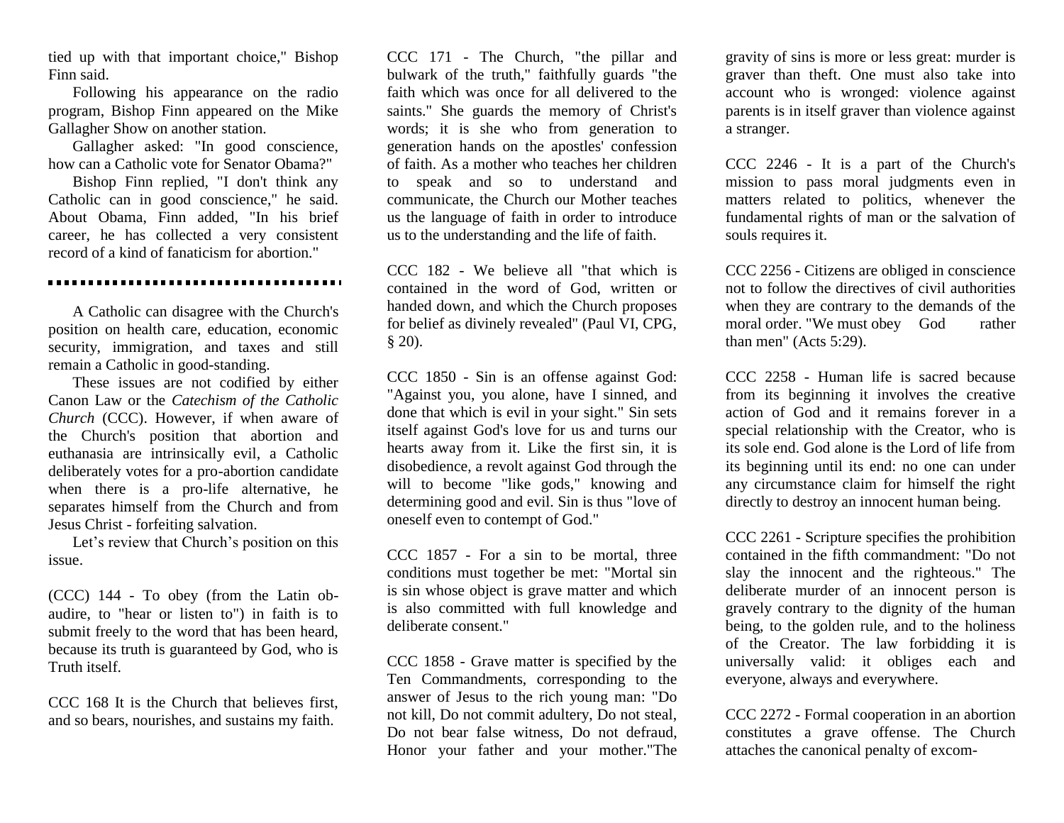tied up with that important choice," Bishop Finn said.

Following his appearance on the radio program, Bishop Finn appeared on the Mike Gallagher Show on another station.

Gallagher asked: "In good conscience, how can a Catholic vote for Senator Obama?"

Bishop Finn replied, "I don't think any Catholic can in good conscience," he said. About Obama, Finn added, "In his brief career, he has collected a very consistent record of a kind of fanaticism for abortion."

---

A Catholic can disagree with the Church's position on health care, education, economic security, immigration, and taxes and still remain a Catholic in good-standing.

These issues are not codified by either Canon Law or the *Catechism of the Catholic Church* (CCC). However, if when aware of the Church's position that abortion and euthanasia are intrinsically evil, a Catholic deliberately votes for a pro-abortion candidate when there is a pro-life alternative, he separates himself from the Church and from Jesus Christ - forfeiting salvation.

Let's review that Church's position on this issue.

(CCC) 144 - To obey (from the Latin ob-audire, to "hear or listen to") in faith is to submit freely to the word that has been heard, because its truth is guaranteed by God, who is Truth itself.

CCC 168 It is the Church that believes first, and so bears, nourishes, and sustains my faith.

CCC 171 - The Church, "the pillar and bulwark of the truth," faithfully guards "the faith which was once for all delivered to the saints." She guards the memory of Christ's words; it is she who from generation to generation hands on the apostles' confession of faith. As a mother who teaches her children to speak and so to understand and communicate, the Church our Mother teaches us the language of faith in order to introduce us to the understanding and the life of faith.

CCC 182 - We believe all "that which is contained in the word of God, written or handed down, and which the Church proposes for belief as divinely revealed" (Paul VI, CPG, § 20).

CCC 1850 - Sin is an offense against God: "Against you, you alone, have I sinned, and done that which is evil in your sight." Sin sets itself against God's love for us and turns our hearts away from it. Like the first sin, it is disobedience, a revolt against God through the will to become "like gods," knowing and determining good and evil. Sin is thus "love of oneself even to contempt of God."

CCC 1857 - For a sin to be mortal, three conditions must together be met: "Mortal sin is sin whose object is grave matter and which is also committed with full knowledge and deliberate consent."

CCC 1858 - Grave matter is specified by the Ten Commandments, corresponding to the answer of Jesus to the rich young man: "Do not kill, Do not commit adultery, Do not steal, Do not bear false witness, Do not defraud, Honor your father and your mother."The gravity of sins is more or less great: murder is graver than theft. One must also take into account who is wronged: violence against parents is in itself graver than violence against a stranger.

CCC 2246 - It is a part of the Church's mission to pass moral judgments even in matters related to politics, whenever the fundamental rights of man or the salvation of souls requires it.

CCC 2256 - Citizens are obliged in conscience not to follow the directives of civil authorities when they are contrary to the demands of the moral order. "We must obey God rather than men" (Acts 5:29).

CCC 2258 - Human life is sacred because from its beginning it involves the creative action of God and it remains forever in a special relationship with the Creator, who is its sole end. God alone is the Lord of life from its beginning until its end: no one can under any circumstance claim for himself the right directly to destroy an innocent human being.

CCC 2261 - Scripture specifies the prohibition contained in the fifth commandment: "Do not slay the innocent and the righteous." The deliberate murder of an innocent person is gravely contrary to the dignity of the human being, to the golden rule, and to the holiness of the Creator. The law forbidding it is universally valid: it obliges each and everyone, always and everywhere.

CCC 2272 - Formal cooperation in an abortion constitutes a grave offense. The Church attaches the canonical penalty of excom-